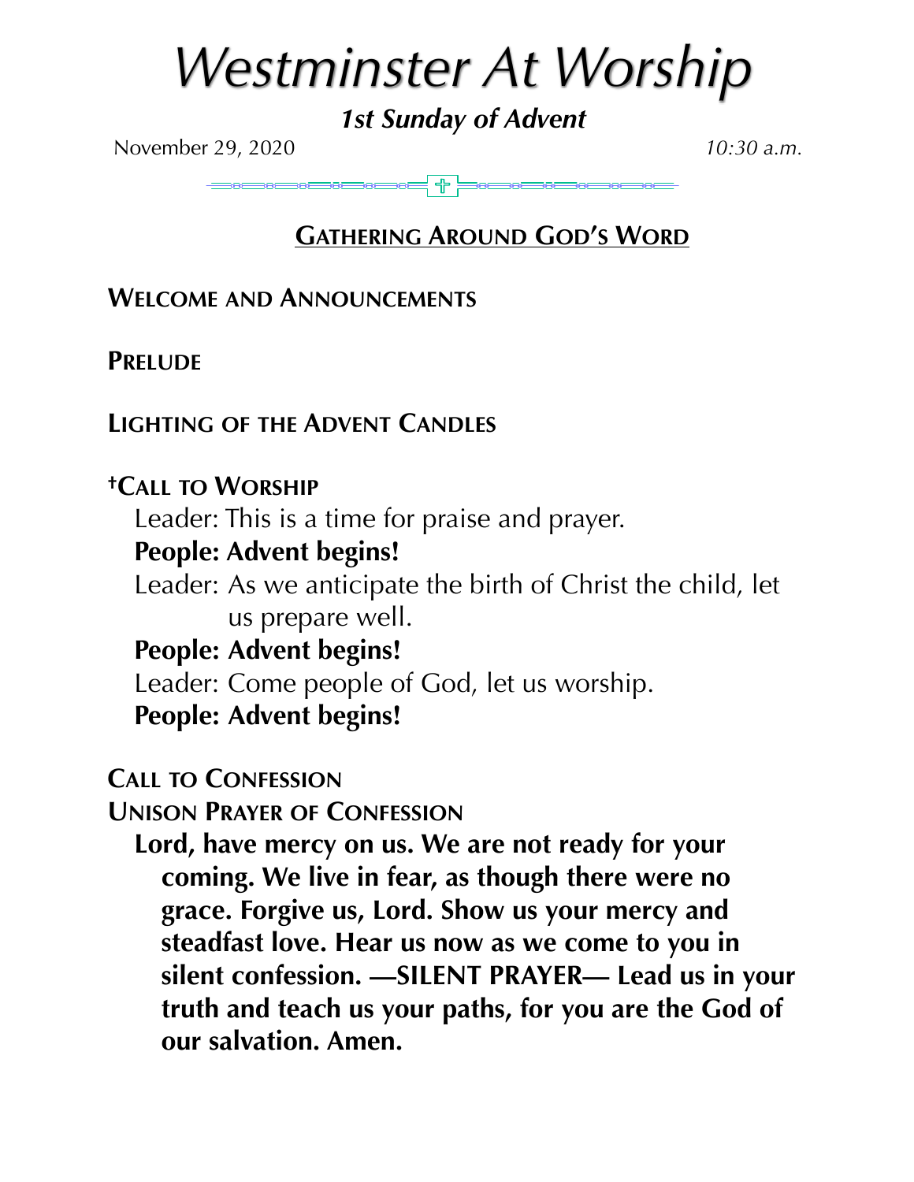# *Westminster At Worship*

***1st Sunday of Advent***

November 29, 2020 *10:30 a.m.*

## GATHERING AROUND GOD'S WORD

**WELCOME AND ANNOUNCEMENTS**

**PRELUDE**

**LIGHTING OF THE ADVENT CANDLES**

**†CALL TO WORSHIP**

Leader: This is a time for praise and prayer.

**People: Advent begins!**

Leader: As we anticipate the birth of Christ the child, let us prepare well.

**People: Advent begins!**

Leader: Come people of God, let us worship.

**People: Advent begins!**

**CALL TO CONFESSION**

**UNISON PRAYER OF CONFESSION**

**Lord, have mercy on us. We are not ready for your coming. We live in fear, as though there were no grace. Forgive us, Lord. Show us your mercy and steadfast love. Hear us now as we come to you in silent confession. —SILENT PRAYER— Lead us in your truth and teach us your paths, for you are the God of our salvation. Amen.**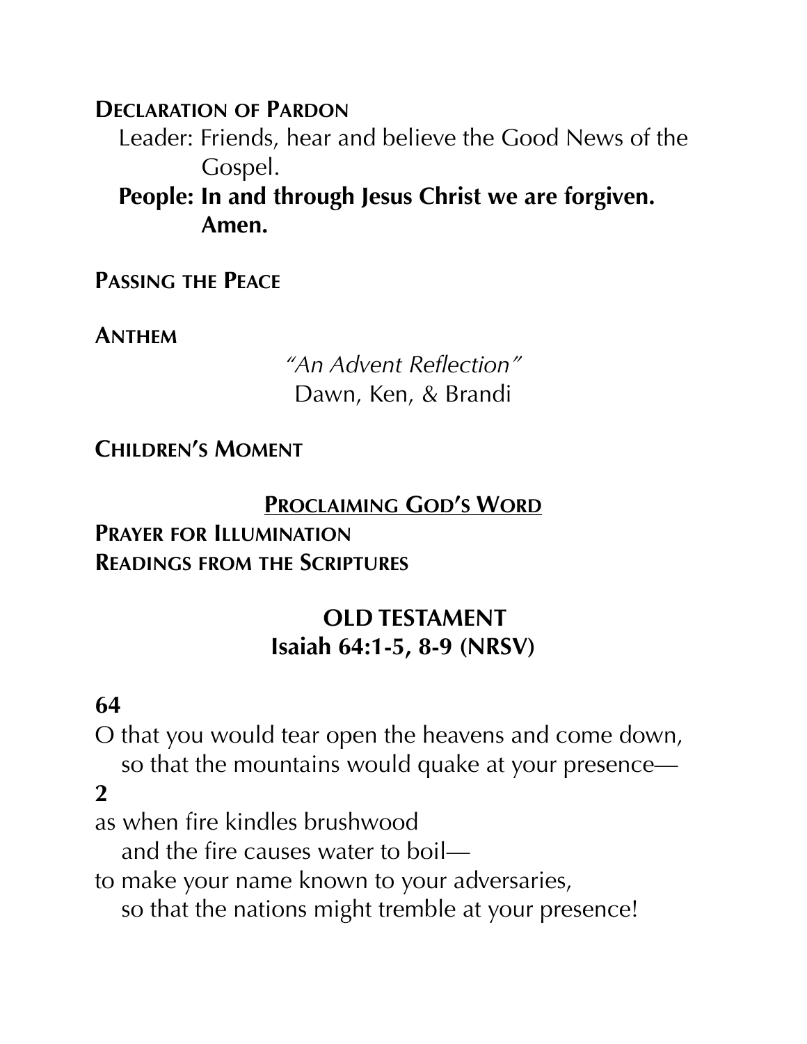**Declaration of Pardon**

Leader: Friends, hear and believe the Good News of the Gospel.

**People: In and through Jesus Christ we are forgiven. Amen.**

**Passing the Peace**

**Anthem**

*"An Advent Reflection"*
Dawn, Ken, & Brandi

**Children's Moment**

## Proclaiming God's Word

**Prayer for Illumination**
**Readings from the Scriptures**

### OLD TESTAMENT
### Isaiah 64:1-5, 8-9 (NRSV)

**64**
O that you would tear open the heavens and come down,
so that the mountains would quake at your presence—

**2**
as when fire kindles brushwood
and the fire causes water to boil—
to make your name known to your adversaries,
so that the nations might tremble at your presence!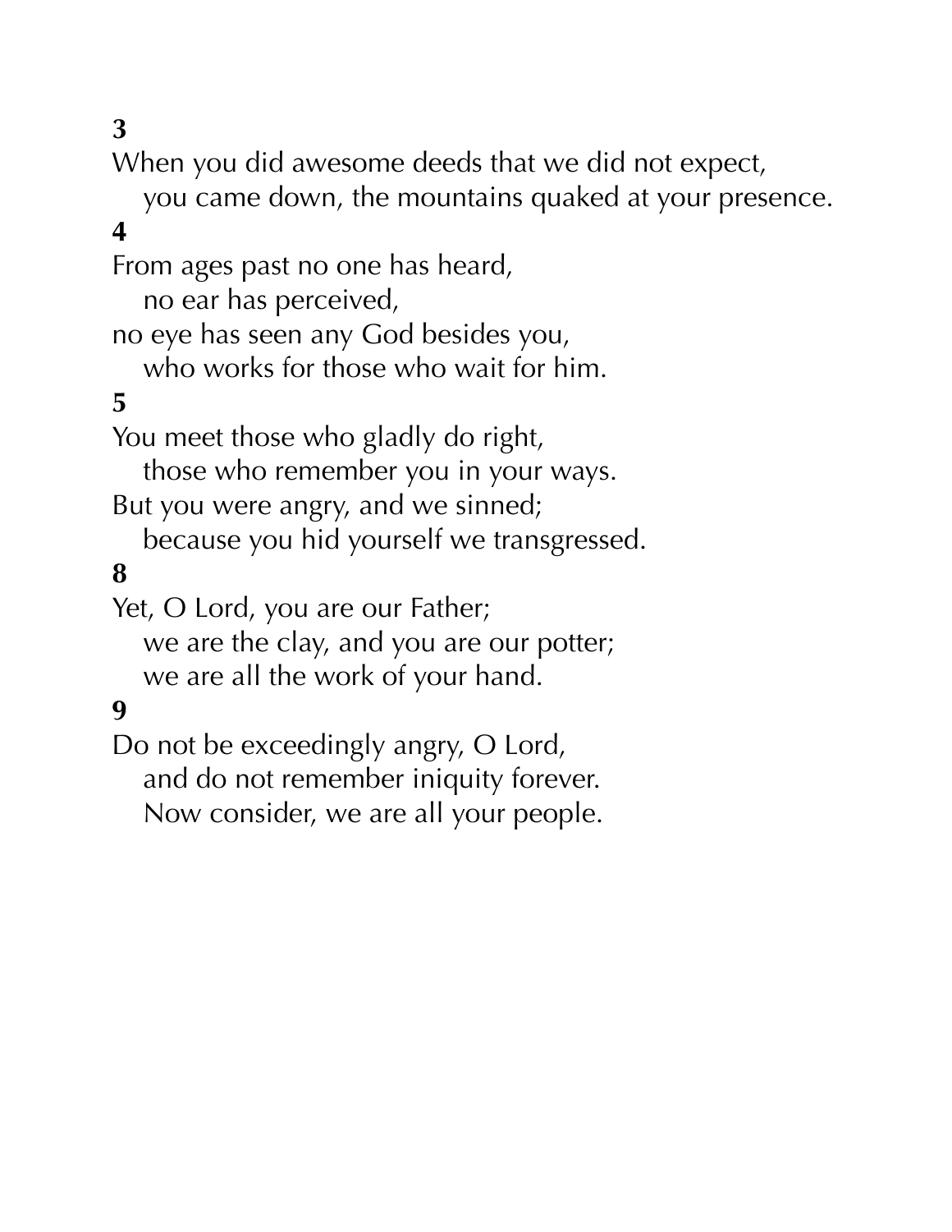**3**

When you did awesome deeds that we did not expect,
   you came down, the mountains quaked at your presence.

**4**

From ages past no one has heard,
   no ear has perceived,
no eye has seen any God besides you,
   who works for those who wait for him.

**5**

You meet those who gladly do right,
   those who remember you in your ways.
But you were angry, and we sinned;
   because you hid yourself we transgressed.

**8**

Yet, O Lord, you are our Father;
   we are the clay, and you are our potter;
   we are all the work of your hand.

**9**

Do not be exceedingly angry, O Lord,
   and do not remember iniquity forever.
   Now consider, we are all your people.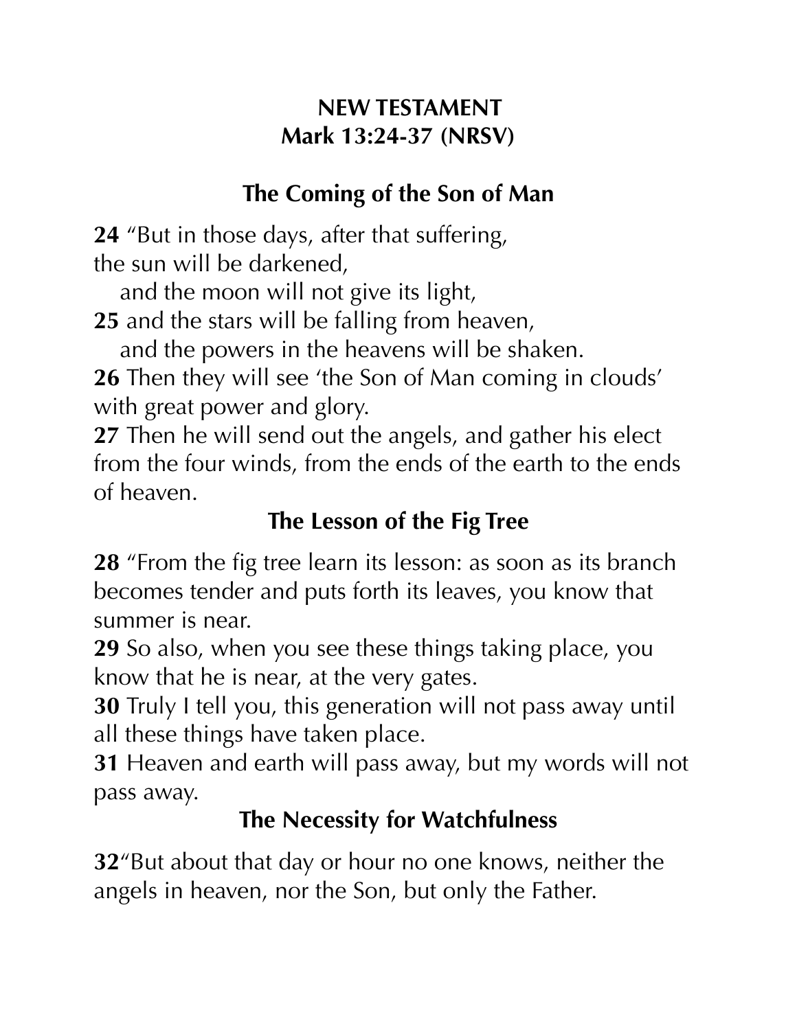## NEW TESTAMENT
## Mark 13:24-37 (NRSV)

### The Coming of the Son of Man

**24** "But in those days, after that suffering,
the sun will be darkened,
and the moon will not give its light,
**25** and the stars will be falling from heaven,
and the powers in the heavens will be shaken.
**26** Then they will see 'the Son of Man coming in clouds' with great power and glory.
**27** Then he will send out the angels, and gather his elect from the four winds, from the ends of the earth to the ends of heaven.

### The Lesson of the Fig Tree

**28** "From the fig tree learn its lesson: as soon as its branch becomes tender and puts forth its leaves, you know that summer is near.
**29** So also, when you see these things taking place, you know that he is near, at the very gates.
**30** Truly I tell you, this generation will not pass away until all these things have taken place.
**31** Heaven and earth will pass away, but my words will not pass away.

### The Necessity for Watchfulness

**32**"But about that day or hour no one knows, neither the angels in heaven, nor the Son, but only the Father.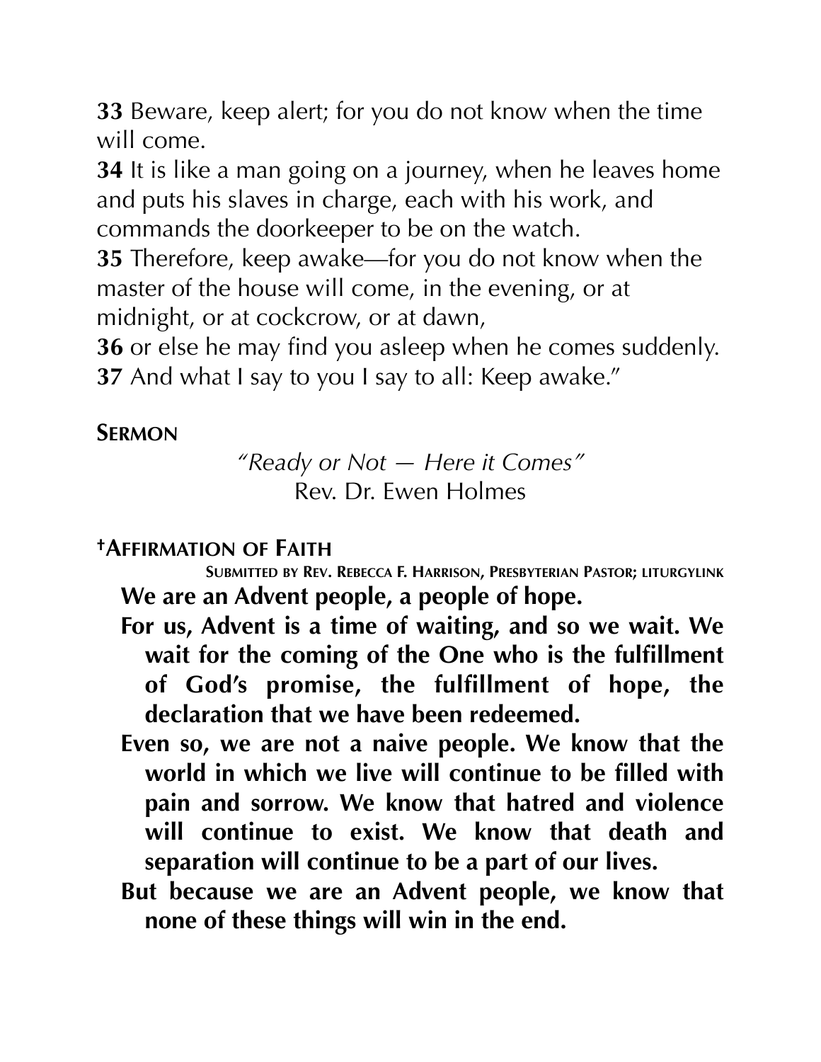**33** Beware, keep alert; for you do not know when the time will come.
**34** It is like a man going on a journey, when he leaves home and puts his slaves in charge, each with his work, and commands the doorkeeper to be on the watch.
**35** Therefore, keep awake—for you do not know when the master of the house will come, in the evening, or at midnight, or at cockcrow, or at dawn,
**36** or else he may find you asleep when he comes suddenly.
**37** And what I say to you I say to all: Keep awake."

**SERMON**

*"Ready or Not — Here it Comes"*
Rev. Dr. Ewen Holmes

**†AFFIRMATION OF FAITH**

SUBMITTED BY REV. REBECCA F. HARRISON, PRESBYTERIAN PASTOR; LITURGYLINK

**We are an Advent people, a people of hope.**

**For us, Advent is a time of waiting, and so we wait. We wait for the coming of the One who is the fulfillment of God's promise, the fulfillment of hope, the declaration that we have been redeemed.**

**Even so, we are not a naive people. We know that the world in which we live will continue to be filled with pain and sorrow. We know that hatred and violence will continue to exist. We know that death and separation will continue to be a part of our lives.**

**But because we are an Advent people, we know that none of these things will win in the end.**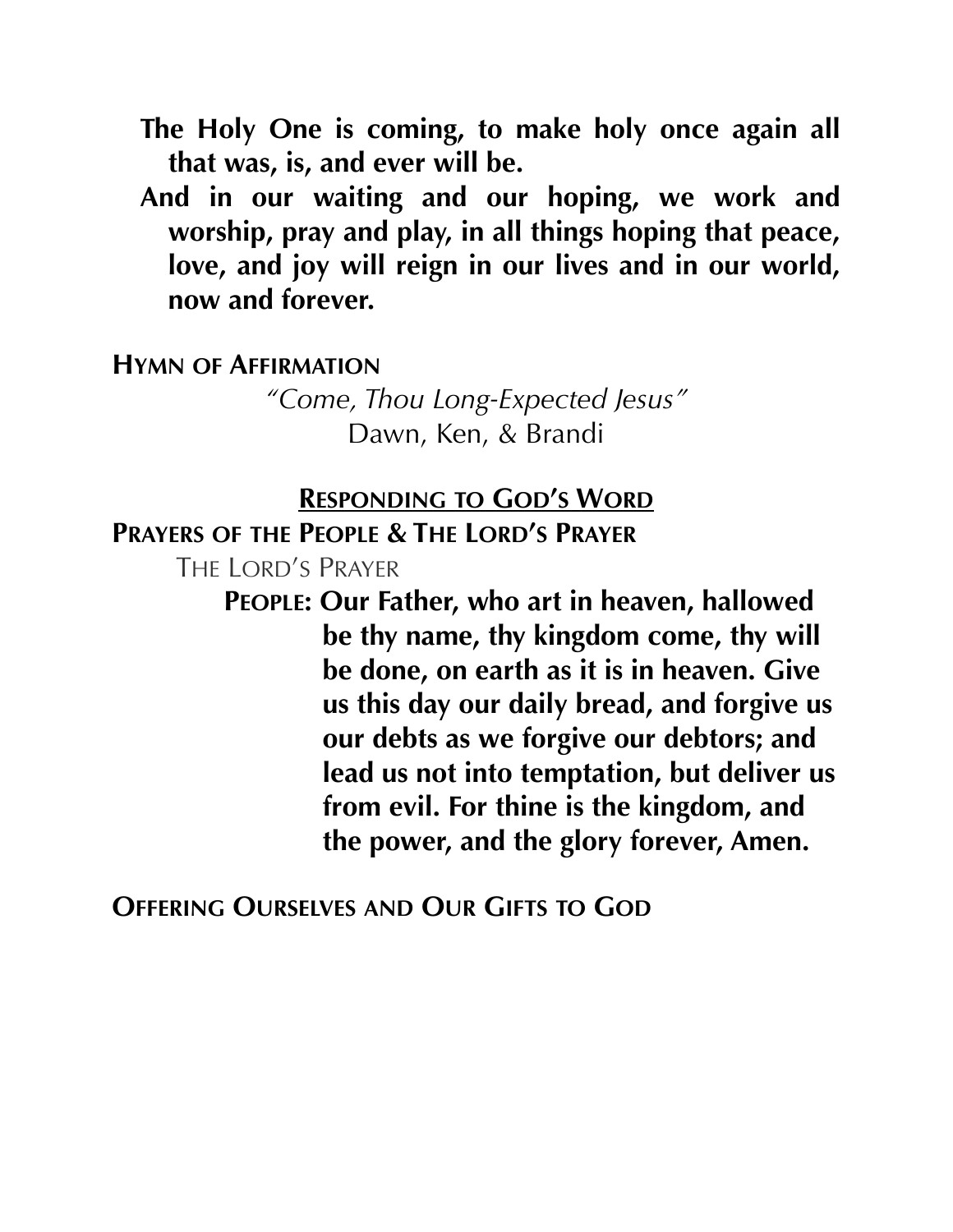**The Holy One is coming, to make holy once again all that was, is, and ever will be.**

**And in our waiting and our hoping, we work and worship, pray and play, in all things hoping that peace, love, and joy will reign in our lives and in our world, now and forever.**

**HYMN OF AFFIRMATION**

*"Come, Thou Long-Expected Jesus"*
Dawn, Ken, & Brandi

## RESPONDING TO GOD'S WORD

**PRAYERS OF THE PEOPLE & THE LORD'S PRAYER**

THE LORD'S PRAYER

**PEOPLE: Our Father, who art in heaven, hallowed be thy name, thy kingdom come, thy will be done, on earth as it is in heaven. Give us this day our daily bread, and forgive us our debts as we forgive our debtors; and lead us not into temptation, but deliver us from evil. For thine is the kingdom, and the power, and the glory forever, Amen.**

**OFFERING OURSELVES AND OUR GIFTS TO GOD**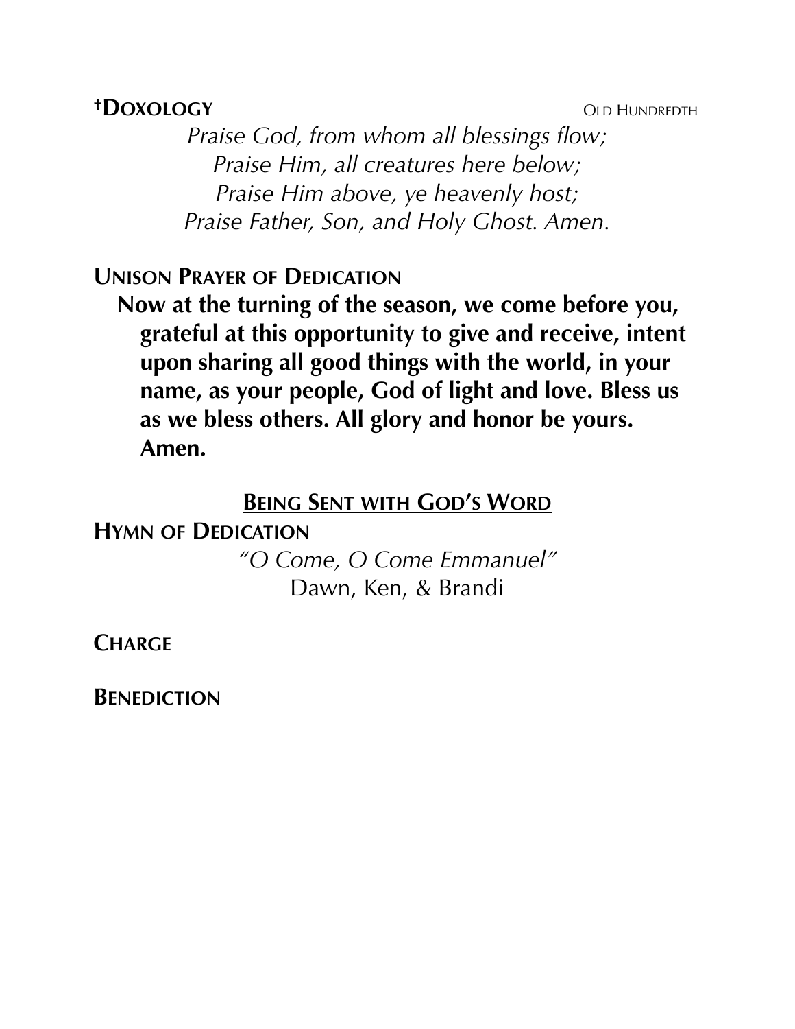**†DOXOLOGY** OLD HUNDREDTH

*Praise God, from whom all blessings flow;*
*Praise Him, all creatures here below;*
*Praise Him above, ye heavenly host;*
*Praise Father, Son, and Holy Ghost. Amen.*

**UNISON PRAYER OF DEDICATION**

**Now at the turning of the season, we come before you, grateful at this opportunity to give and receive, intent upon sharing all good things with the world, in your name, as your people, God of light and love. Bless us as we bless others. All glory and honor be yours. Amen.**

## BEING SENT WITH GOD'S WORD

**HYMN OF DEDICATION**

*"O Come, O Come Emmanuel"*
Dawn, Ken, & Brandi

**CHARGE**

**BENEDICTION**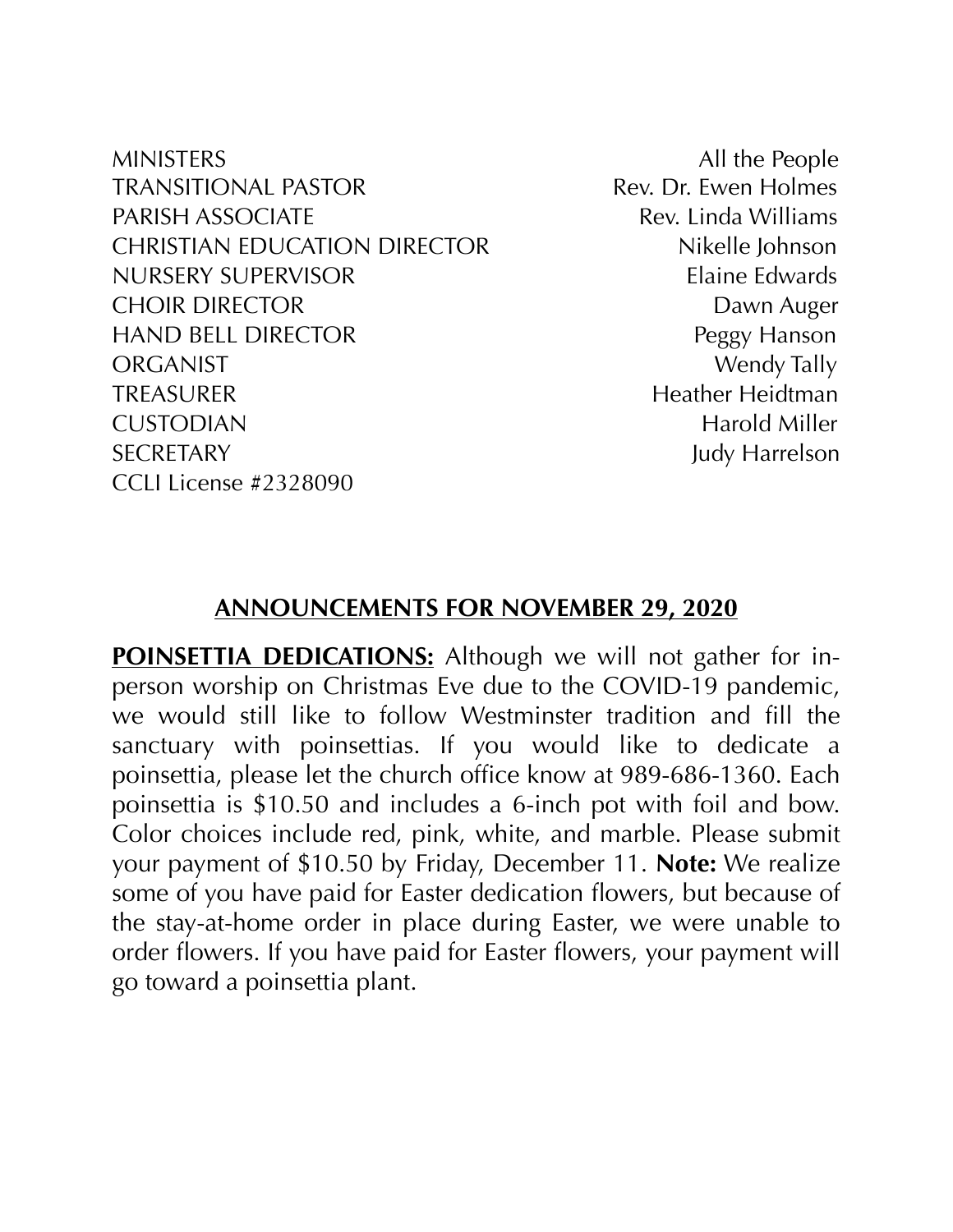| | |
|---|---|
| MINISTERS | All the People |
| TRANSITIONAL PASTOR | Rev. Dr. Ewen Holmes |
| PARISH ASSOCIATE | Rev. Linda Williams |
| CHRISTIAN EDUCATION DIRECTOR | Nikelle Johnson |
| NURSERY SUPERVISOR | Elaine Edwards |
| CHOIR DIRECTOR | Dawn Auger |
| HAND BELL DIRECTOR | Peggy Hanson |
| ORGANIST | Wendy Tally |
| TREASURER | Heather Heidtman |
| CUSTODIAN | Harold Miller |
| SECRETARY | Judy Harrelson |
| CCLI License #2328090 | |

## ANNOUNCEMENTS FOR NOVEMBER 29, 2020

**POINSETTIA DEDICATIONS:** Although we will not gather for in-person worship on Christmas Eve due to the COVID-19 pandemic, we would still like to follow Westminster tradition and fill the sanctuary with poinsettias. If you would like to dedicate a poinsettia, please let the church office know at 989-686-1360. Each poinsettia is $10.50 and includes a 6-inch pot with foil and bow. Color choices include red, pink, white, and marble. Please submit your payment of $10.50 by Friday, December 11. **Note:** We realize some of you have paid for Easter dedication flowers, but because of the stay-at-home order in place during Easter, we were unable to order flowers. If you have paid for Easter flowers, your payment will go toward a poinsettia plant.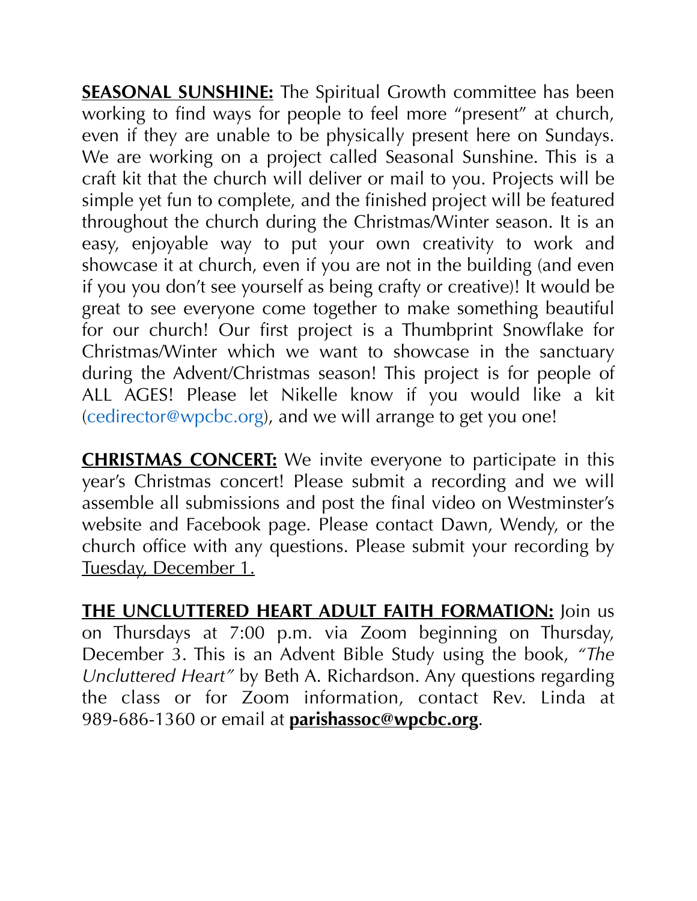**<u>SEASONAL SUNSHINE:</u>** The Spiritual Growth committee has been working to find ways for people to feel more "present" at church, even if they are unable to be physically present here on Sundays. We are working on a project called Seasonal Sunshine. This is a craft kit that the church will deliver or mail to you. Projects will be simple yet fun to complete, and the finished project will be featured throughout the church during the Christmas/Winter season. It is an easy, enjoyable way to put your own creativity to work and showcase it at church, even if you are not in the building (and even if you you don't see yourself as being crafty or creative)! It would be great to see everyone come together to make something beautiful for our church! Our first project is a Thumbprint Snowflake for Christmas/Winter which we want to showcase in the sanctuary during the Advent/Christmas season! This project is for people of ALL AGES! Please let Nikelle know if you would like a kit (cedirector@wpcbc.org), and we will arrange to get you one!

**<u>CHRISTMAS CONCERT:</u>** We invite everyone to participate in this year's Christmas concert! Please submit a recording and we will assemble all submissions and post the final video on Westminster's website and Facebook page. Please contact Dawn, Wendy, or the church office with any questions. Please submit your recording by <u>Tuesday, December 1.</u>

**<u>THE UNCLUTTERED HEART ADULT FAITH FORMATION:</u>** Join us on Thursdays at 7:00 p.m. via Zoom beginning on Thursday, December 3. This is an Advent Bible Study using the book, *"The Uncluttered Heart"* by Beth A. Richardson. Any questions regarding the class or for Zoom information, contact Rev. Linda at 989-686-1360 or email at **<u>parishassoc@wpcbc.org</u>**.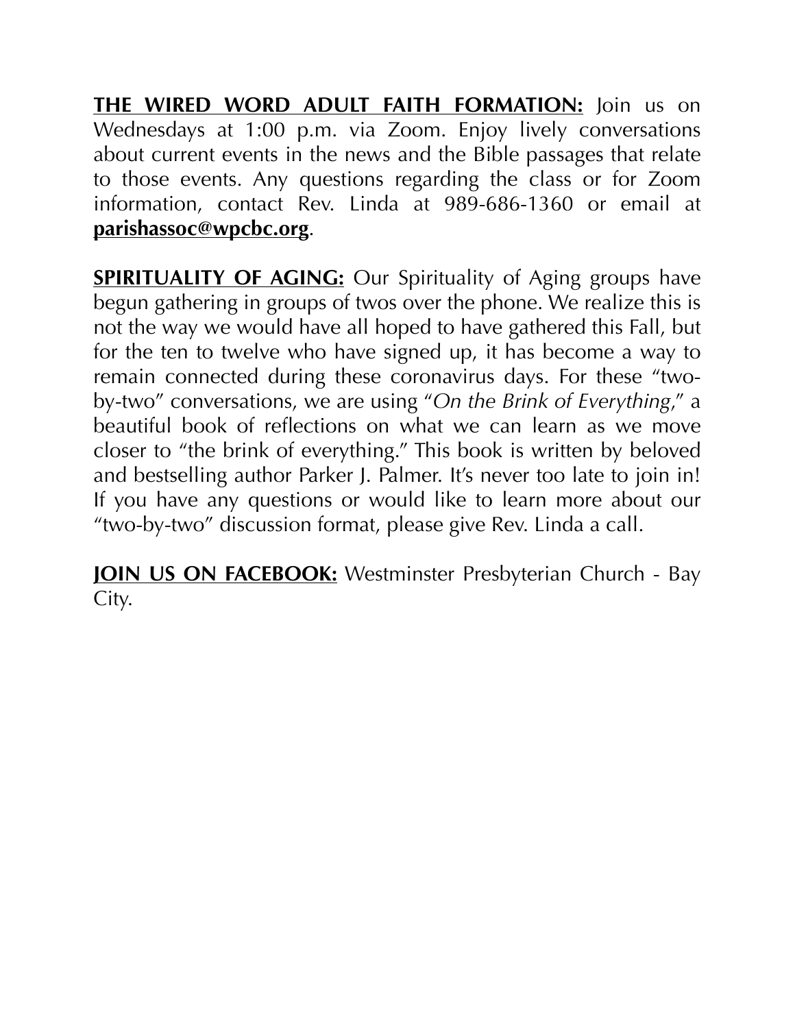**THE WIRED WORD ADULT FAITH FORMATION:** Join us on Wednesdays at 1:00 p.m. via Zoom. Enjoy lively conversations about current events in the news and the Bible passages that relate to those events. Any questions regarding the class or for Zoom information, contact Rev. Linda at 989-686-1360 or email at **parishassoc@wpcbc.org**.

**SPIRITUALITY OF AGING:** Our Spirituality of Aging groups have begun gathering in groups of twos over the phone. We realize this is not the way we would have all hoped to have gathered this Fall, but for the ten to twelve who have signed up, it has become a way to remain connected during these coronavirus days. For these "two-by-two" conversations, we are using "*On the Brink of Everything*," a beautiful book of reflections on what we can learn as we move closer to "the brink of everything." This book is written by beloved and bestselling author Parker J. Palmer. It's never too late to join in! If you have any questions or would like to learn more about our "two-by-two" discussion format, please give Rev. Linda a call.

**JOIN US ON FACEBOOK:** Westminster Presbyterian Church - Bay City.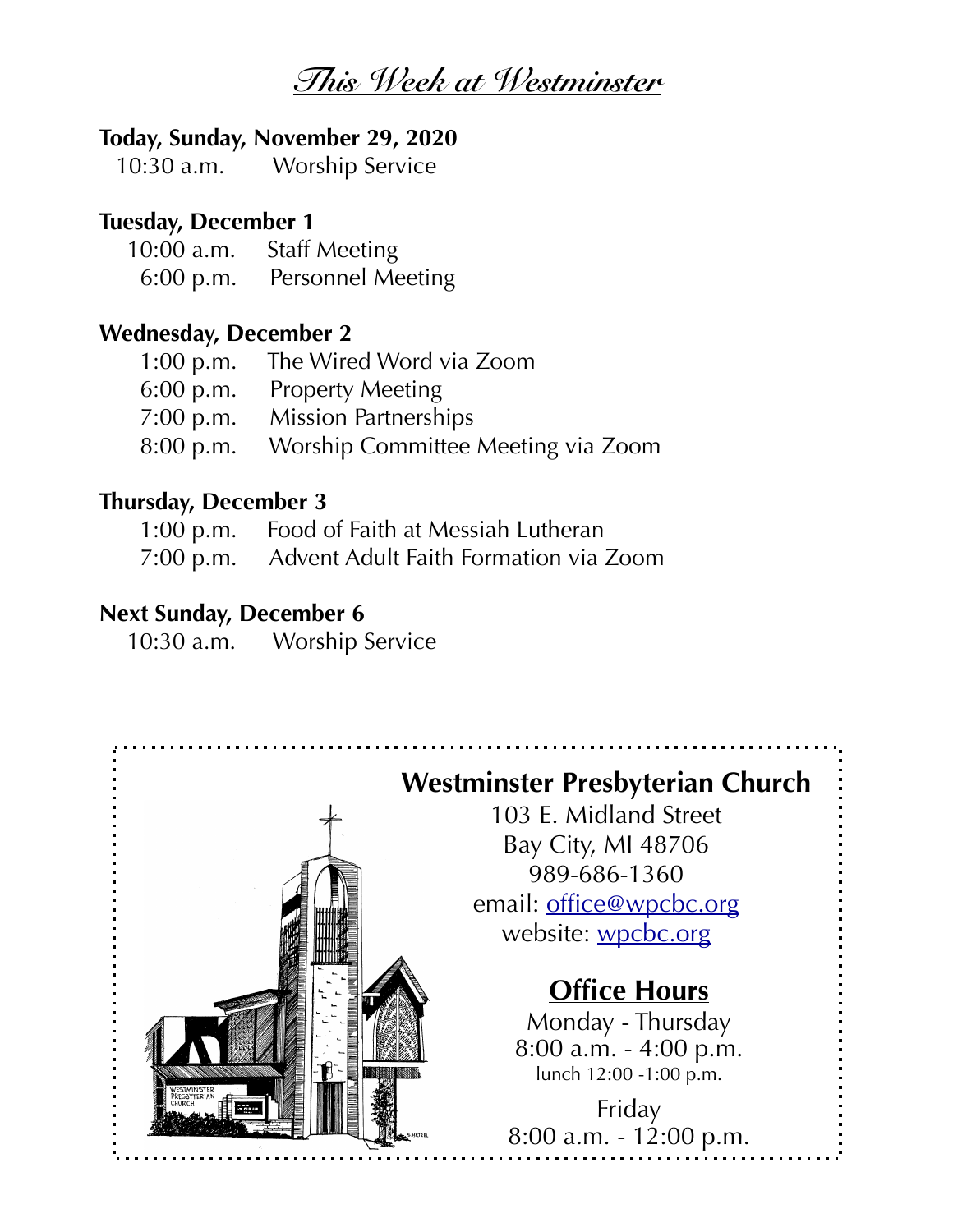# *This Week at Westminster*

**Today, Sunday, November 29, 2020**

10:30 a.m. Worship Service

**Tuesday, December 1**

10:00 a.m. Staff Meeting
6:00 p.m. Personnel Meeting

**Wednesday, December 2**

1:00 p.m. The Wired Word via Zoom
6:00 p.m. Property Meeting
7:00 p.m. Mission Partnerships
8:00 p.m. Worship Committee Meeting via Zoom

**Thursday, December 3**

1:00 p.m. Food of Faith at Messiah Lutheran
7:00 p.m. Advent Adult Faith Formation via Zoom

**Next Sunday, December 6**

10:30 a.m. Worship Service

**Westminster Presbyterian Church**

103 E. Midland Street
Bay City, MI 48706
989-686-1360
email: office@wpcbc.org
website: wpcbc.org

**Office Hours**

Monday - Thursday
8:00 a.m. - 4:00 p.m.
lunch 12:00 -1:00 p.m.

Friday
8:00 a.m. - 12:00 p.m.